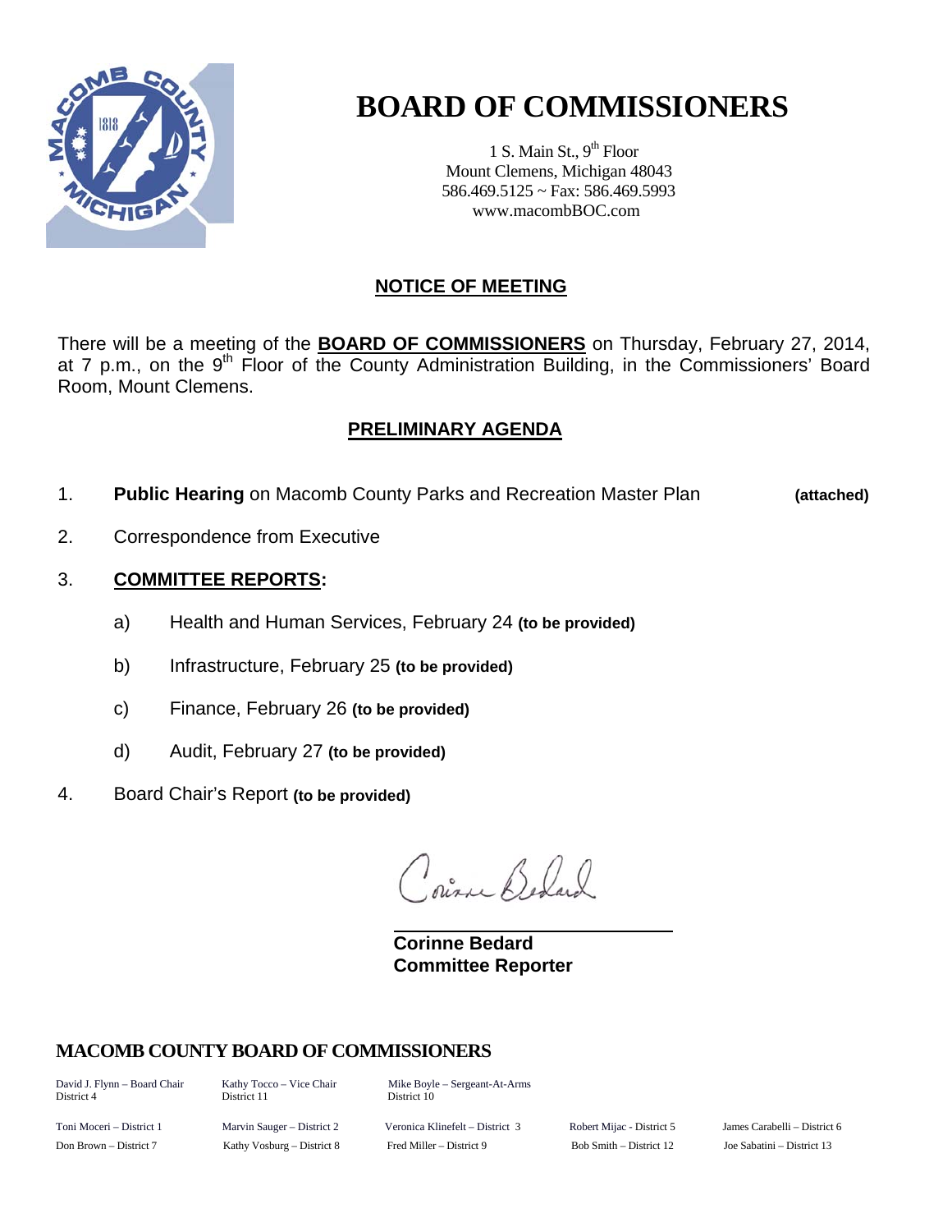# BOARD OF COMMISSIONERS

1 S. Main St., 9th Floor
Mount Clemens, Michigan 48043
586.469.5125 ~ Fax: 586.469.5993
www.macombBOC.com

## NOTICE OF MEETING

There will be a meeting of the **BOARD OF COMMISSIONERS** on Thursday, February 27, 2014, at 7 p.m., on the 9th Floor of the County Administration Building, in the Commissioners' Board Room, Mount Clemens.

## PRELIMINARY AGENDA

1. **Public Hearing** on Macomb County Parks and Recreation Master Plan **(attached)**

2. Correspondence from Executive

3. **COMMITTEE REPORTS:**

   a) Health and Human Services, February 24 **(to be provided)**

   b) Infrastructure, February 25 **(to be provided)**

   c) Finance, February 26 **(to be provided)**

   d) Audit, February 27 **(to be provided)**

4. Board Chair's Report **(to be provided)**

Corinne Bedard

**Corinne Bedard**
**Committee Reporter**

### MACOMB COUNTY BOARD OF COMMISSIONERS

David J. Flynn – Board Chair, District 4
Kathy Tocco – Vice Chair, District 11
Mike Boyle – Sergeant-At-Arms, District 10

Toni Moceri – District 1
Marvin Sauger – District 2
Veronica Klinefelt – District 3
Robert Mijac - District 5
James Carabelli – District 6
Don Brown – District 7
Kathy Vosburg – District 8
Fred Miller – District 9
Bob Smith – District 12
Joe Sabatini – District 13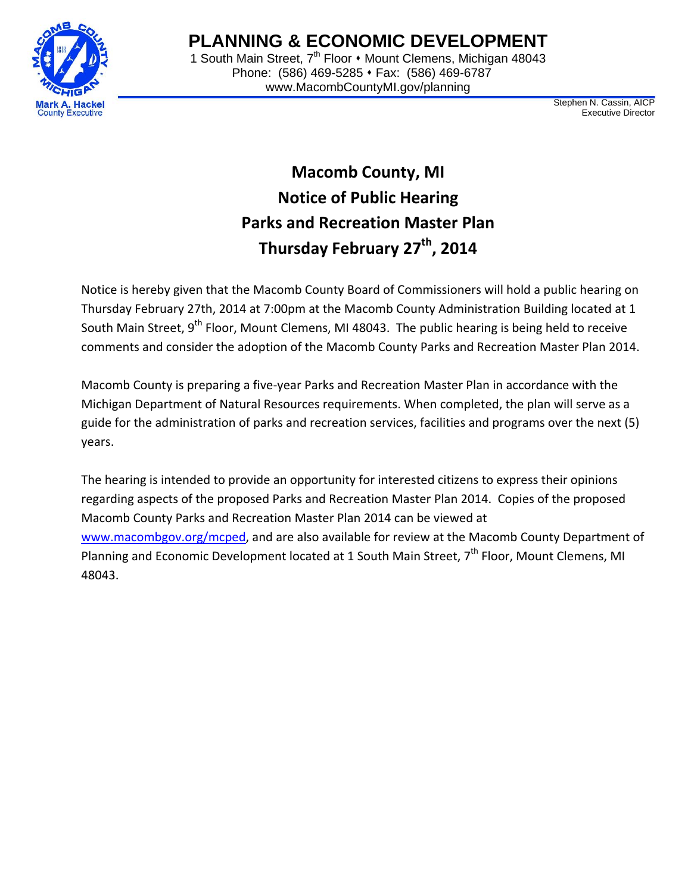# PLANNING & ECONOMIC DEVELOPMENT

1 South Main Street, 7th Floor • Mount Clemens, Michigan 48043
Phone: (586) 469-5285 • Fax: (586) 469-6787
www.MacombCountyMI.gov/planning

Mark A. Hackel
County Executive

Stephen N. Cassin, AICP
Executive Director

## Macomb County, MI
## Notice of Public Hearing
## Parks and Recreation Master Plan
## Thursday February 27th, 2014

Notice is hereby given that the Macomb County Board of Commissioners will hold a public hearing on Thursday February 27th, 2014 at 7:00pm at the Macomb County Administration Building located at 1 South Main Street, 9th Floor, Mount Clemens, MI 48043. The public hearing is being held to receive comments and consider the adoption of the Macomb County Parks and Recreation Master Plan 2014.

Macomb County is preparing a five-year Parks and Recreation Master Plan in accordance with the Michigan Department of Natural Resources requirements. When completed, the plan will serve as a guide for the administration of parks and recreation services, facilities and programs over the next (5) years.

The hearing is intended to provide an opportunity for interested citizens to express their opinions regarding aspects of the proposed Parks and Recreation Master Plan 2014. Copies of the proposed Macomb County Parks and Recreation Master Plan 2014 can be viewed at www.macombgov.org/mcped, and are also available for review at the Macomb County Department of Planning and Economic Development located at 1 South Main Street, 7th Floor, Mount Clemens, MI 48043.